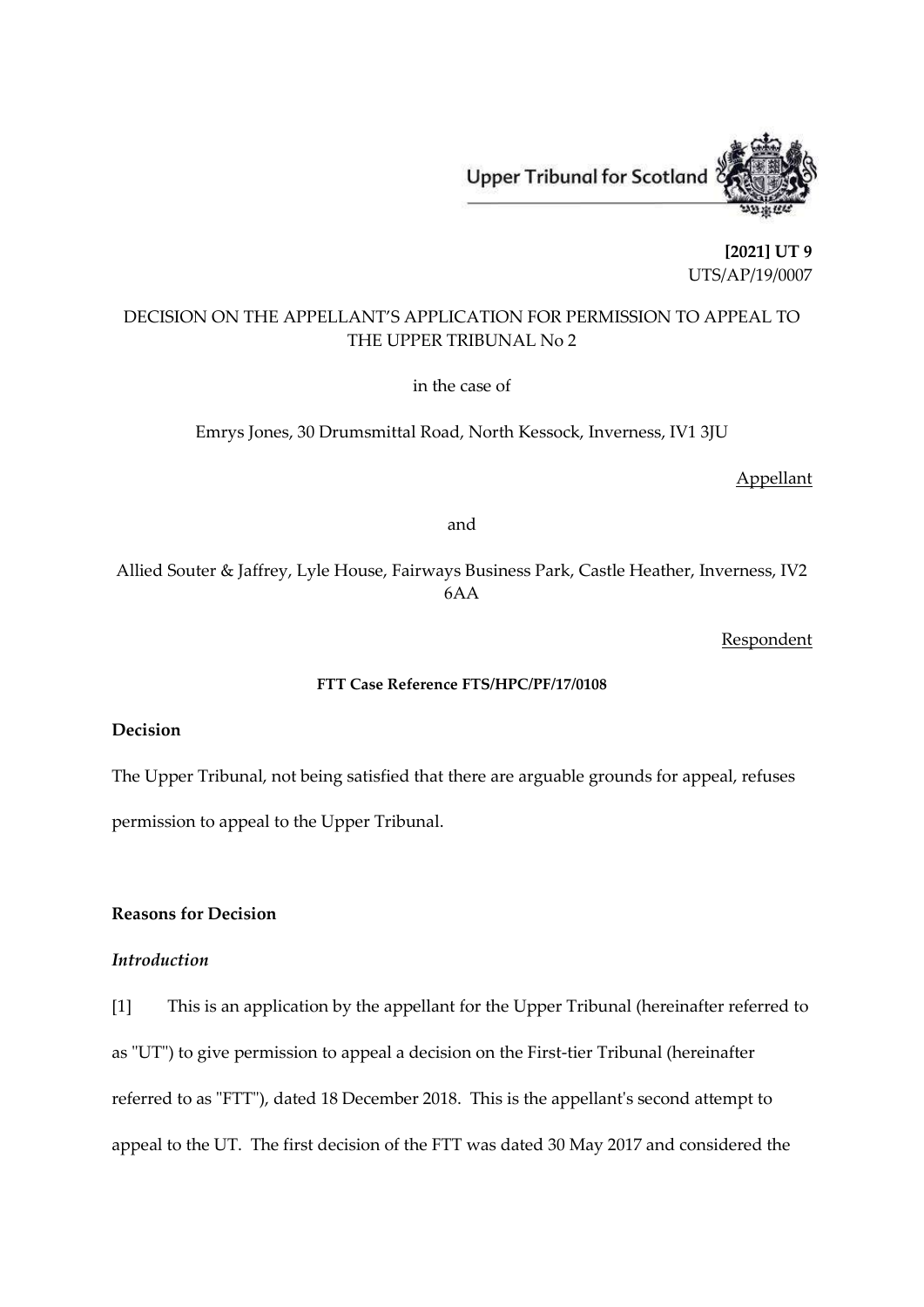Upper Tribunal for Scotland

**[2021] UT 9**
UTS/AP/19/0007

DECISION ON THE APPELLANT'S APPLICATION FOR PERMISSION TO APPEAL TO THE UPPER TRIBUNAL No 2

in the case of

Emrys Jones, 30 Drumsmittal Road, North Kessock, Inverness, IV1 3JU

Appellant

and

Allied Souter & Jaffrey, Lyle House, Fairways Business Park, Castle Heather, Inverness, IV2 6AA

Respondent

**FTT Case Reference FTS/HPC/PF/17/0108**

**Decision**

The Upper Tribunal, not being satisfied that there are arguable grounds for appeal, refuses permission to appeal to the Upper Tribunal.

**Reasons for Decision**

***Introduction***

[1] This is an application by the appellant for the Upper Tribunal (hereinafter referred to as "UT") to give permission to appeal a decision on the First-tier Tribunal (hereinafter referred to as "FTT"), dated 18 December 2018. This is the appellant's second attempt to appeal to the UT. The first decision of the FTT was dated 30 May 2017 and considered the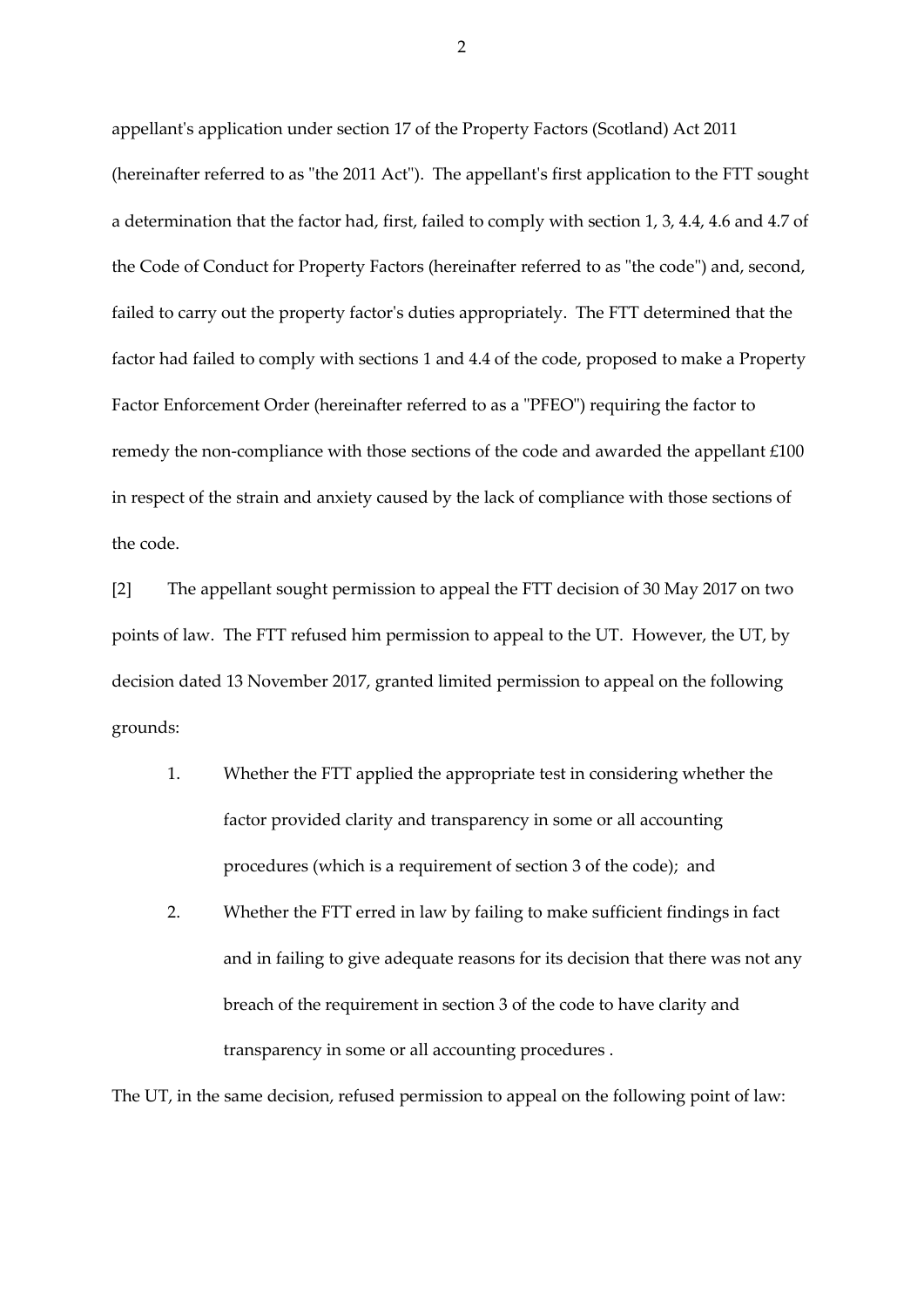appellant's application under section 17 of the Property Factors (Scotland) Act 2011 (hereinafter referred to as "the 2011 Act"). The appellant's first application to the FTT sought a determination that the factor had, first, failed to comply with section 1, 3, 4.4, 4.6 and 4.7 of the Code of Conduct for Property Factors (hereinafter referred to as "the code") and, second, failed to carry out the property factor's duties appropriately. The FTT determined that the factor had failed to comply with sections 1 and 4.4 of the code, proposed to make a Property Factor Enforcement Order (hereinafter referred to as a "PFEO") requiring the factor to remedy the non-compliance with those sections of the code and awarded the appellant £100 in respect of the strain and anxiety caused by the lack of compliance with those sections of the code.

[2] The appellant sought permission to appeal the FTT decision of 30 May 2017 on two points of law. The FTT refused him permission to appeal to the UT. However, the UT, by decision dated 13 November 2017, granted limited permission to appeal on the following grounds:

1. Whether the FTT applied the appropriate test in considering whether the factor provided clarity and transparency in some or all accounting procedures (which is a requirement of section 3 of the code); and
2. Whether the FTT erred in law by failing to make sufficient findings in fact and in failing to give adequate reasons for its decision that there was not any breach of the requirement in section 3 of the code to have clarity and transparency in some or all accounting procedures .

The UT, in the same decision, refused permission to appeal on the following point of law: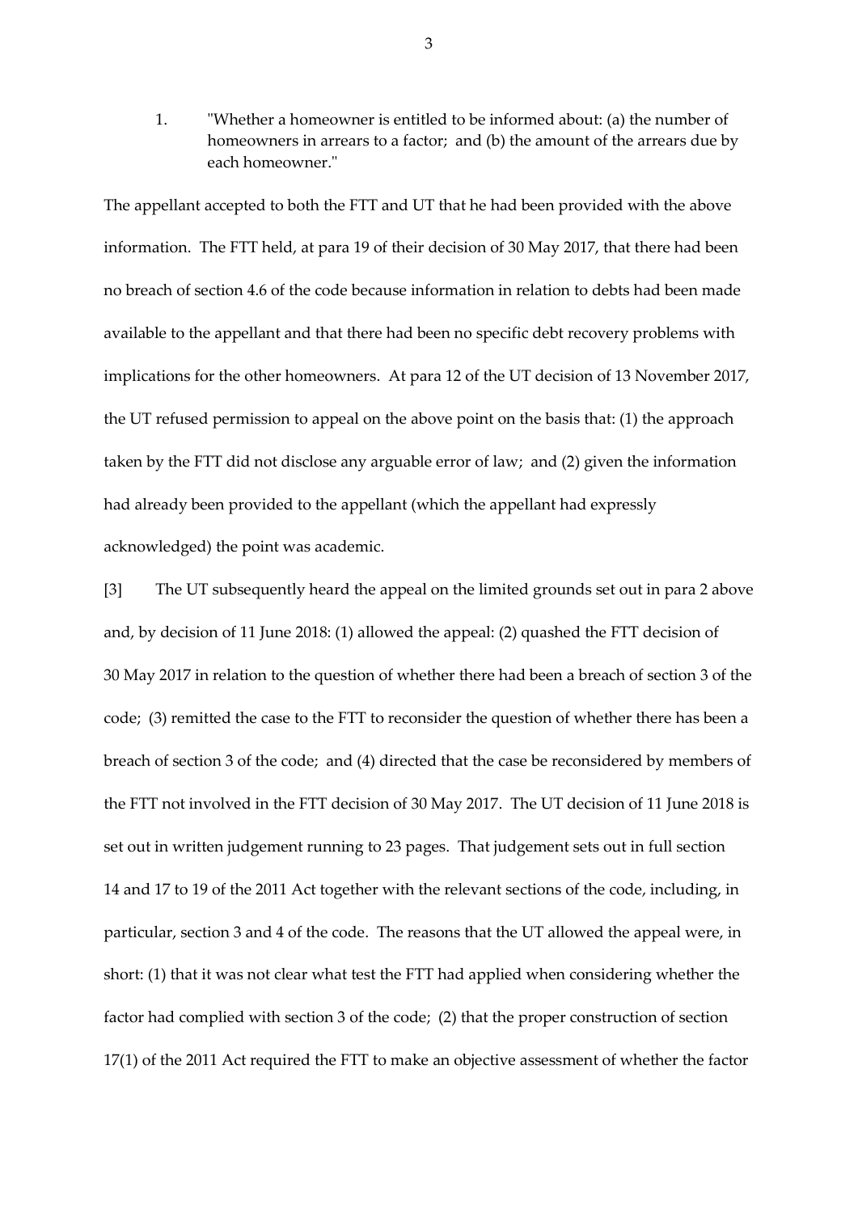1. "Whether a homeowner is entitled to be informed about: (a) the number of homeowners in arrears to a factor; and (b) the amount of the arrears due by each homeowner."

The appellant accepted to both the FTT and UT that he had been provided with the above information. The FTT held, at para 19 of their decision of 30 May 2017, that there had been no breach of section 4.6 of the code because information in relation to debts had been made available to the appellant and that there had been no specific debt recovery problems with implications for the other homeowners. At para 12 of the UT decision of 13 November 2017, the UT refused permission to appeal on the above point on the basis that: (1) the approach taken by the FTT did not disclose any arguable error of law; and (2) given the information had already been provided to the appellant (which the appellant had expressly acknowledged) the point was academic.

[3] The UT subsequently heard the appeal on the limited grounds set out in para 2 above and, by decision of 11 June 2018: (1) allowed the appeal: (2) quashed the FTT decision of 30 May 2017 in relation to the question of whether there had been a breach of section 3 of the code; (3) remitted the case to the FTT to reconsider the question of whether there has been a breach of section 3 of the code; and (4) directed that the case be reconsidered by members of the FTT not involved in the FTT decision of 30 May 2017. The UT decision of 11 June 2018 is set out in written judgement running to 23 pages. That judgement sets out in full section 14 and 17 to 19 of the 2011 Act together with the relevant sections of the code, including, in particular, section 3 and 4 of the code. The reasons that the UT allowed the appeal were, in short: (1) that it was not clear what test the FTT had applied when considering whether the factor had complied with section 3 of the code; (2) that the proper construction of section 17(1) of the 2011 Act required the FTT to make an objective assessment of whether the factor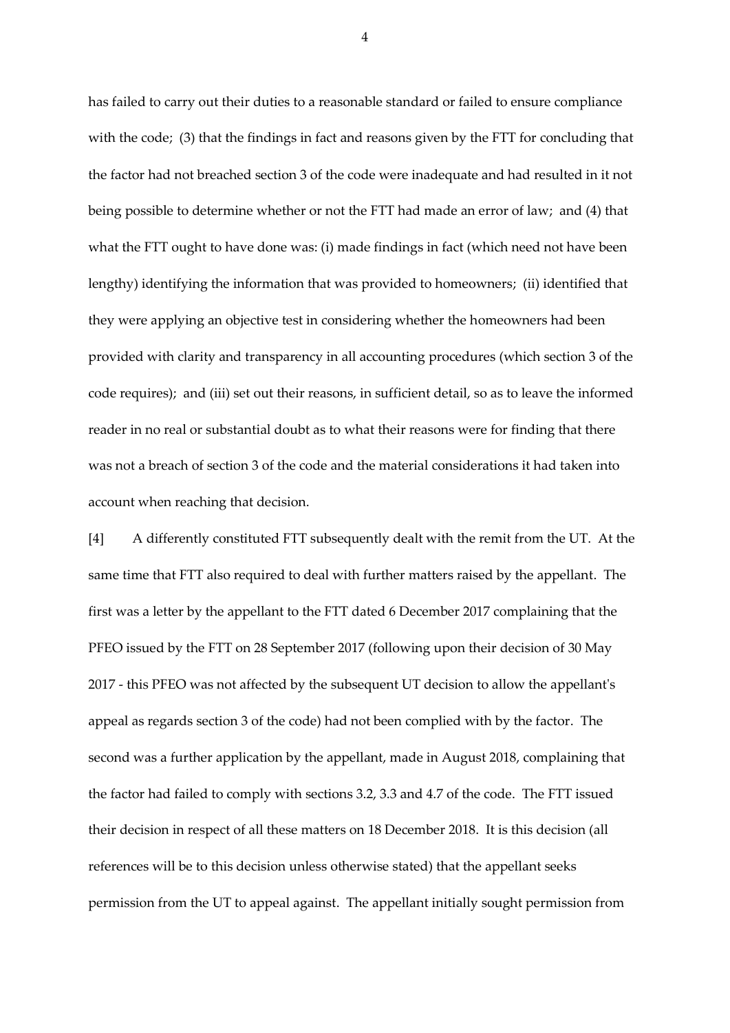has failed to carry out their duties to a reasonable standard or failed to ensure compliance with the code; (3) that the findings in fact and reasons given by the FTT for concluding that the factor had not breached section 3 of the code were inadequate and had resulted in it not being possible to determine whether or not the FTT had made an error of law; and (4) that what the FTT ought to have done was: (i) made findings in fact (which need not have been lengthy) identifying the information that was provided to homeowners; (ii) identified that they were applying an objective test in considering whether the homeowners had been provided with clarity and transparency in all accounting procedures (which section 3 of the code requires); and (iii) set out their reasons, in sufficient detail, so as to leave the informed reader in no real or substantial doubt as to what their reasons were for finding that there was not a breach of section 3 of the code and the material considerations it had taken into account when reaching that decision.

[4] A differently constituted FTT subsequently dealt with the remit from the UT. At the same time that FTT also required to deal with further matters raised by the appellant. The first was a letter by the appellant to the FTT dated 6 December 2017 complaining that the PFEO issued by the FTT on 28 September 2017 (following upon their decision of 30 May 2017 - this PFEO was not affected by the subsequent UT decision to allow the appellant's appeal as regards section 3 of the code) had not been complied with by the factor. The second was a further application by the appellant, made in August 2018, complaining that the factor had failed to comply with sections 3.2, 3.3 and 4.7 of the code. The FTT issued their decision in respect of all these matters on 18 December 2018. It is this decision (all references will be to this decision unless otherwise stated) that the appellant seeks permission from the UT to appeal against. The appellant initially sought permission from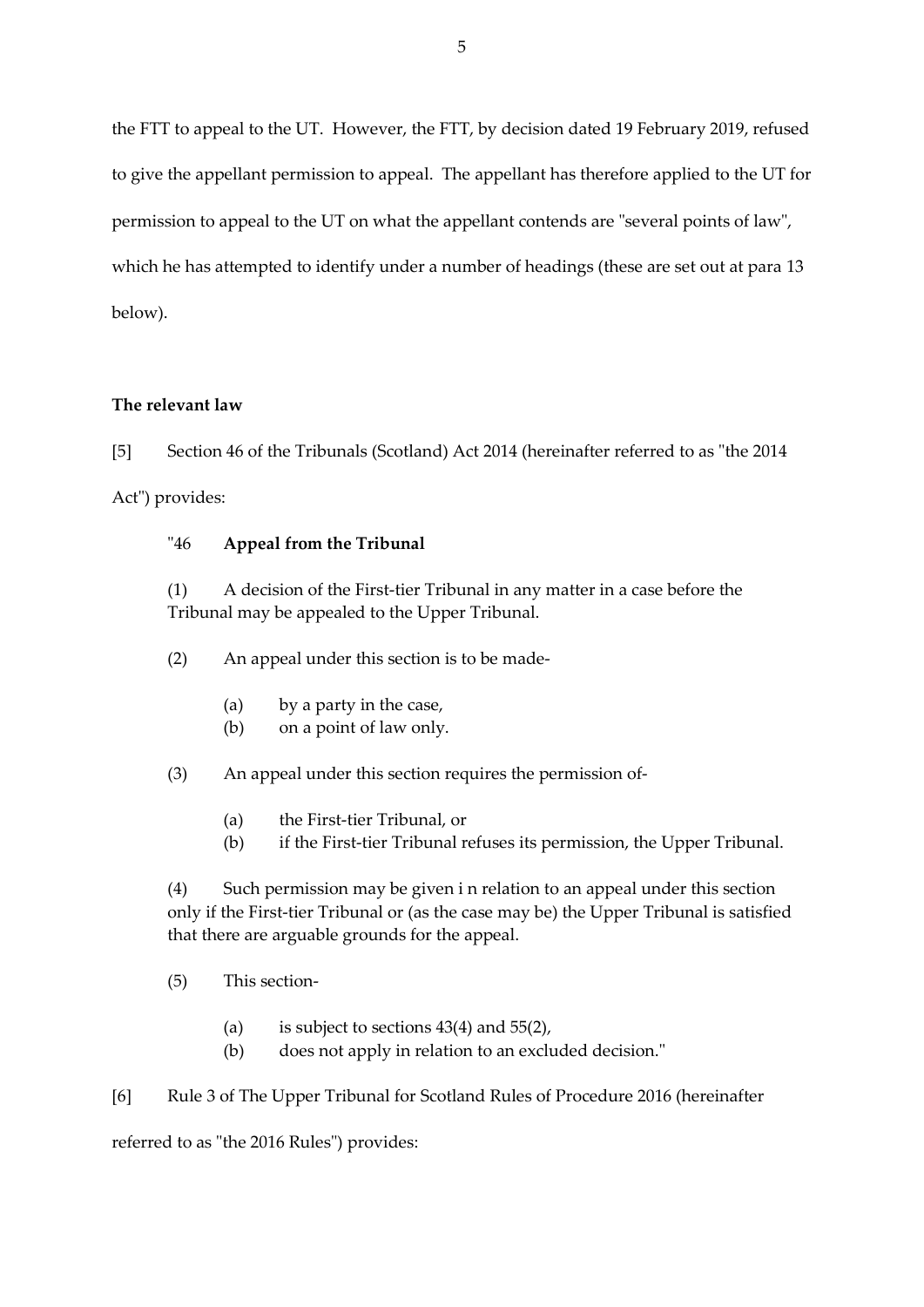the FTT to appeal to the UT. However, the FTT, by decision dated 19 February 2019, refused to give the appellant permission to appeal. The appellant has therefore applied to the UT for permission to appeal to the UT on what the appellant contends are "several points of law", which he has attempted to identify under a number of headings (these are set out at para 13 below).

**The relevant law**

[5] Section 46 of the Tribunals (Scotland) Act 2014 (hereinafter referred to as "the 2014 Act") provides:

> "46 **Appeal from the Tribunal**
>
> (1) A decision of the First-tier Tribunal in any matter in a case before the Tribunal may be appealed to the Upper Tribunal.
>
> (2) An appeal under this section is to be made-
>
> (a) by a party in the case,
> (b) on a point of law only.
>
> (3) An appeal under this section requires the permission of-
>
> (a) the First-tier Tribunal, or
> (b) if the First-tier Tribunal refuses its permission, the Upper Tribunal.
>
> (4) Such permission may be given i n relation to an appeal under this section only if the First-tier Tribunal or (as the case may be) the Upper Tribunal is satisfied that there are arguable grounds for the appeal.
>
> (5) This section-
>
> (a) is subject to sections 43(4) and 55(2),
> (b) does not apply in relation to an excluded decision."

[6] Rule 3 of The Upper Tribunal for Scotland Rules of Procedure 2016 (hereinafter referred to as "the 2016 Rules") provides: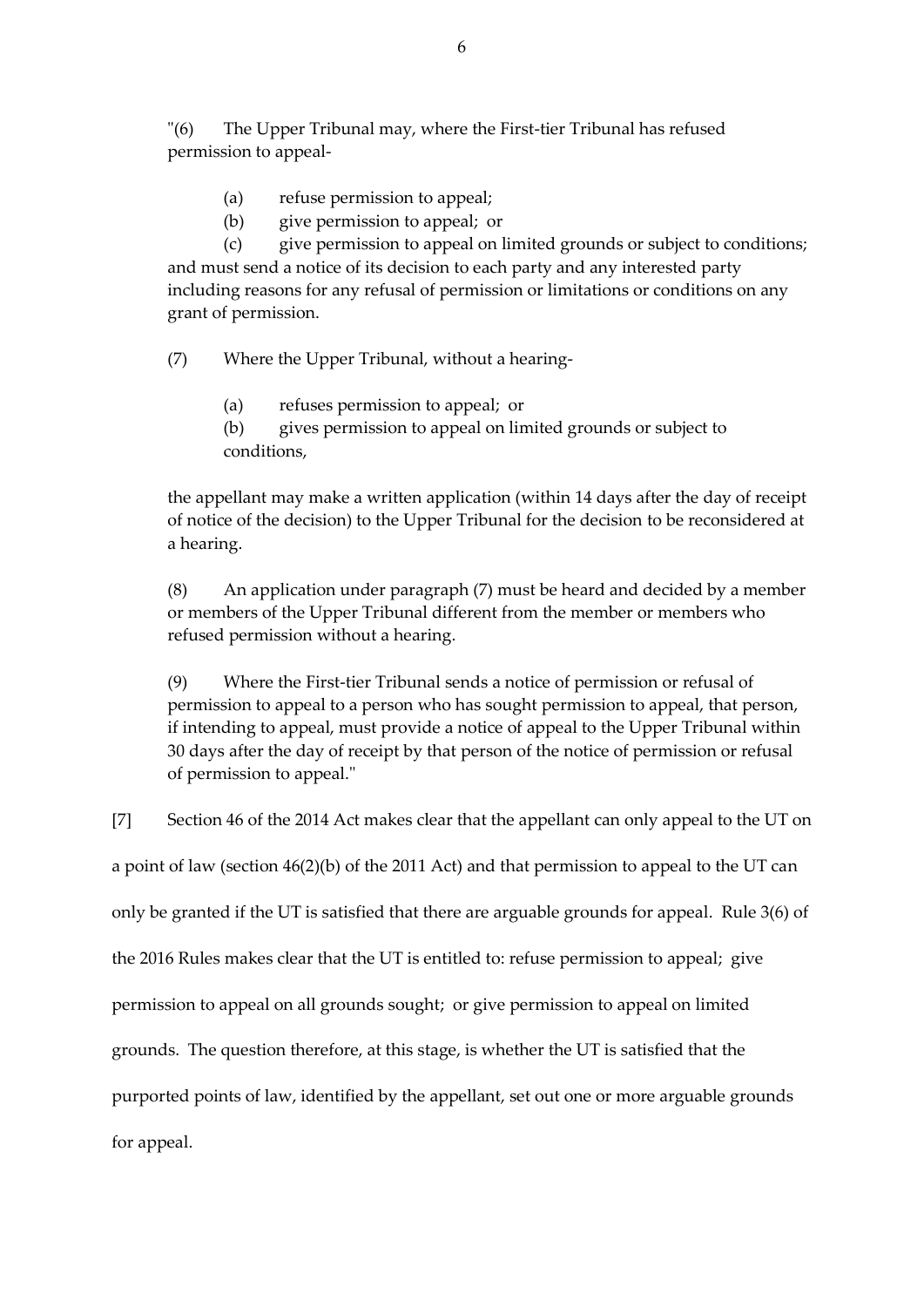"(6) The Upper Tribunal may, where the First-tier Tribunal has refused permission to appeal-

> (a) refuse permission to appeal;
>
> (b) give permission to appeal; or
>
> (c) give permission to appeal on limited grounds or subject to conditions;

and must send a notice of its decision to each party and any interested party including reasons for any refusal of permission or limitations or conditions on any grant of permission.

(7) Where the Upper Tribunal, without a hearing-

> (a) refuses permission to appeal; or
>
> (b) gives permission to appeal on limited grounds or subject to conditions,

the appellant may make a written application (within 14 days after the day of receipt of notice of the decision) to the Upper Tribunal for the decision to be reconsidered at a hearing.

(8) An application under paragraph (7) must be heard and decided by a member or members of the Upper Tribunal different from the member or members who refused permission without a hearing.

(9) Where the First-tier Tribunal sends a notice of permission or refusal of permission to appeal to a person who has sought permission to appeal, that person, if intending to appeal, must provide a notice of appeal to the Upper Tribunal within 30 days after the day of receipt by that person of the notice of permission or refusal of permission to appeal."

[7] Section 46 of the 2014 Act makes clear that the appellant can only appeal to the UT on a point of law (section 46(2)(b) of the 2011 Act) and that permission to appeal to the UT can only be granted if the UT is satisfied that there are arguable grounds for appeal. Rule 3(6) of the 2016 Rules makes clear that the UT is entitled to: refuse permission to appeal; give permission to appeal on all grounds sought; or give permission to appeal on limited grounds. The question therefore, at this stage, is whether the UT is satisfied that the purported points of law, identified by the appellant, set out one or more arguable grounds for appeal.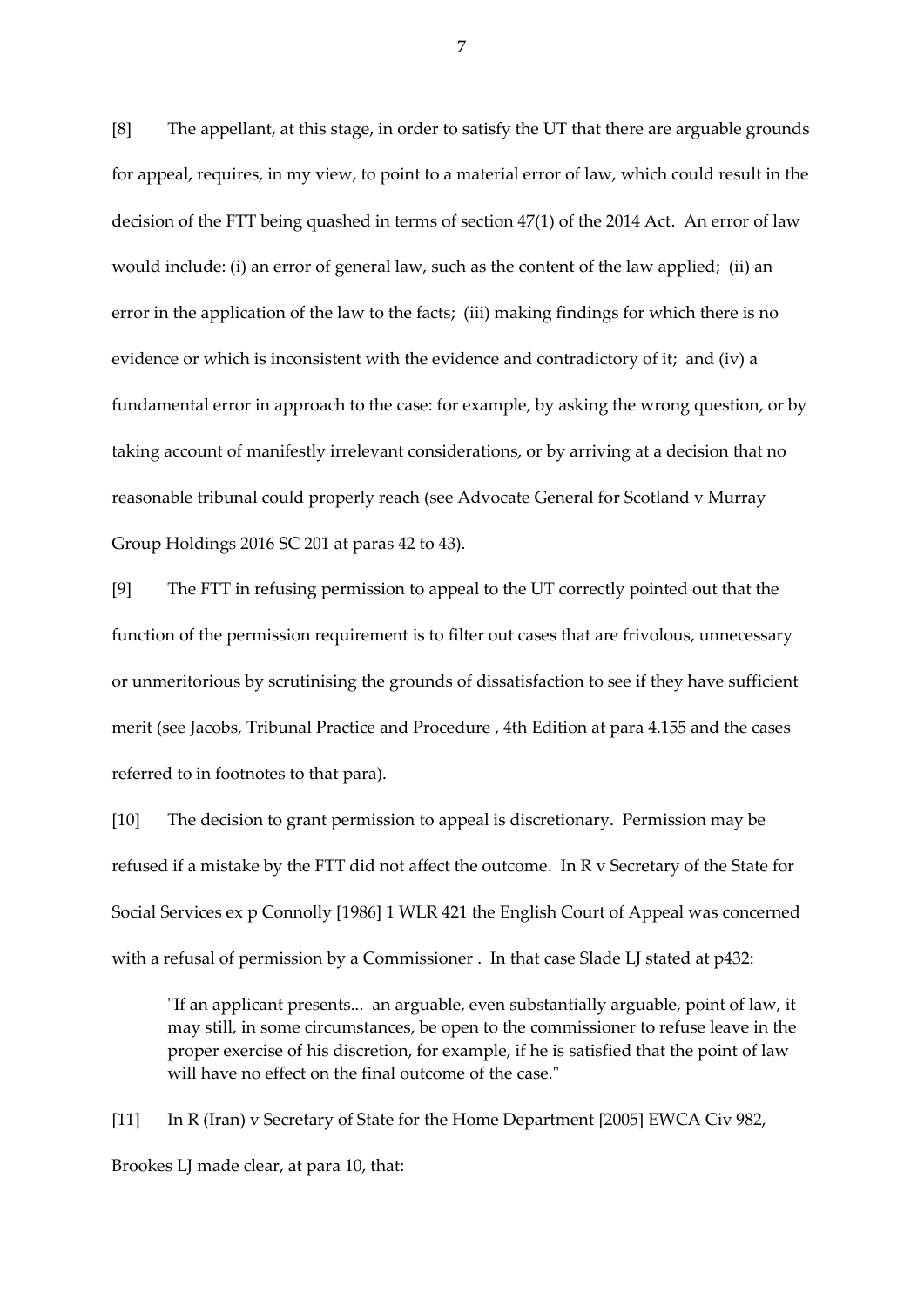[8] The appellant, at this stage, in order to satisfy the UT that there are arguable grounds for appeal, requires, in my view, to point to a material error of law, which could result in the decision of the FTT being quashed in terms of section 47(1) of the 2014 Act. An error of law would include: (i) an error of general law, such as the content of the law applied; (ii) an error in the application of the law to the facts; (iii) making findings for which there is no evidence or which is inconsistent with the evidence and contradictory of it; and (iv) a fundamental error in approach to the case: for example, by asking the wrong question, or by taking account of manifestly irrelevant considerations, or by arriving at a decision that no reasonable tribunal could properly reach (see Advocate General for Scotland v Murray Group Holdings 2016 SC 201 at paras 42 to 43).

[9] The FTT in refusing permission to appeal to the UT correctly pointed out that the function of the permission requirement is to filter out cases that are frivolous, unnecessary or unmeritorious by scrutinising the grounds of dissatisfaction to see if they have sufficient merit (see Jacobs, Tribunal Practice and Procedure , 4th Edition at para 4.155 and the cases referred to in footnotes to that para).

[10] The decision to grant permission to appeal is discretionary. Permission may be refused if a mistake by the FTT did not affect the outcome. In R v Secretary of the State for Social Services ex p Connolly [1986] 1 WLR 421 the English Court of Appeal was concerned with a refusal of permission by a Commissioner . In that case Slade LJ stated at p432:

> "If an applicant presents... an arguable, even substantially arguable, point of law, it may still, in some circumstances, be open to the commissioner to refuse leave in the proper exercise of his discretion, for example, if he is satisfied that the point of law will have no effect on the final outcome of the case."

[11] In R (Iran) v Secretary of State for the Home Department [2005] EWCA Civ 982, Brookes LJ made clear, at para 10, that: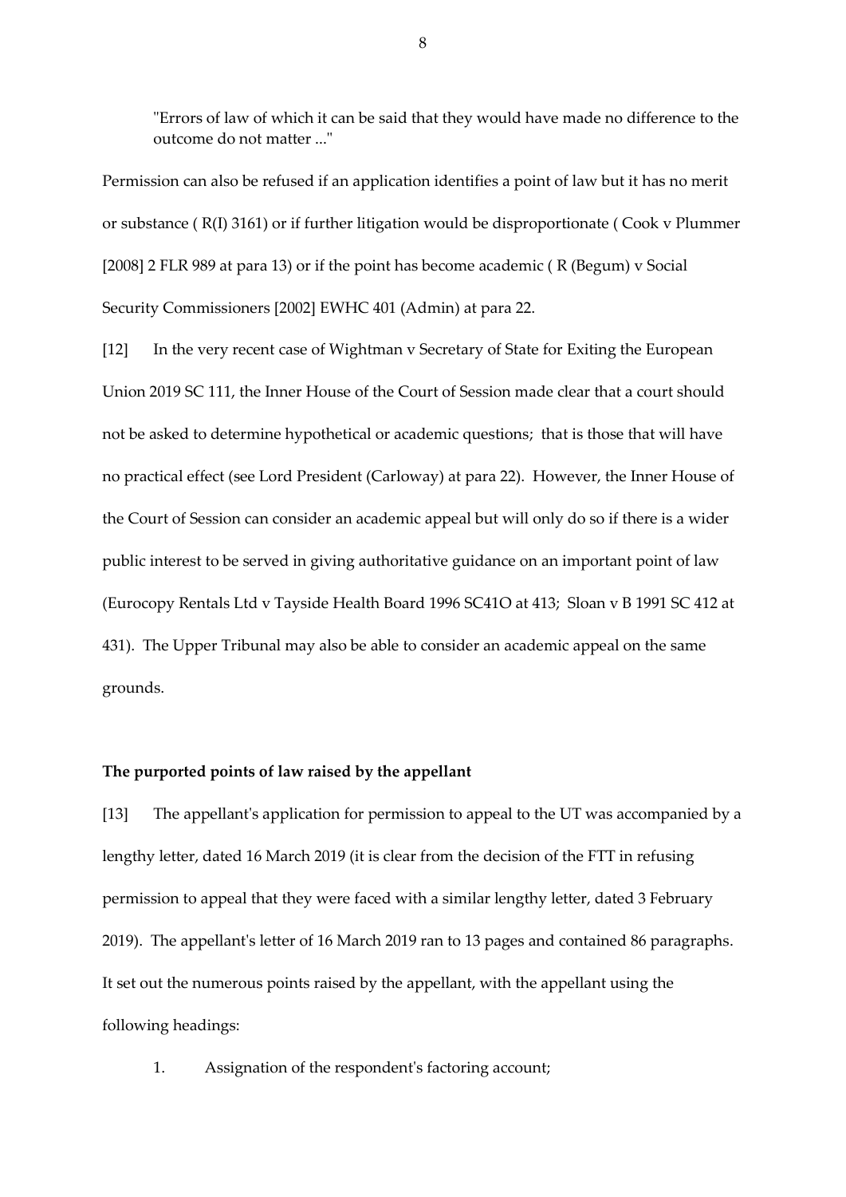> "Errors of law of which it can be said that they would have made no difference to the outcome do not matter ..."

Permission can also be refused if an application identifies a point of law but it has no merit or substance ( R(I) 3161) or if further litigation would be disproportionate ( Cook v Plummer [2008] 2 FLR 989 at para 13) or if the point has become academic ( R (Begum) v Social Security Commissioners [2002] EWHC 401 (Admin) at para 22.

[12] In the very recent case of Wightman v Secretary of State for Exiting the European Union 2019 SC 111, the Inner House of the Court of Session made clear that a court should not be asked to determine hypothetical or academic questions; that is those that will have no practical effect (see Lord President (Carloway) at para 22). However, the Inner House of the Court of Session can consider an academic appeal but will only do so if there is a wider public interest to be served in giving authoritative guidance on an important point of law (Eurocopy Rentals Ltd v Tayside Health Board 1996 SC41O at 413; Sloan v B 1991 SC 412 at 431). The Upper Tribunal may also be able to consider an academic appeal on the same grounds.

**The purported points of law raised by the appellant**

[13] The appellant's application for permission to appeal to the UT was accompanied by a lengthy letter, dated 16 March 2019 (it is clear from the decision of the FTT in refusing permission to appeal that they were faced with a similar lengthy letter, dated 3 February 2019). The appellant's letter of 16 March 2019 ran to 13 pages and contained 86 paragraphs. It set out the numerous points raised by the appellant, with the appellant using the following headings:

1. Assignation of the respondent's factoring account;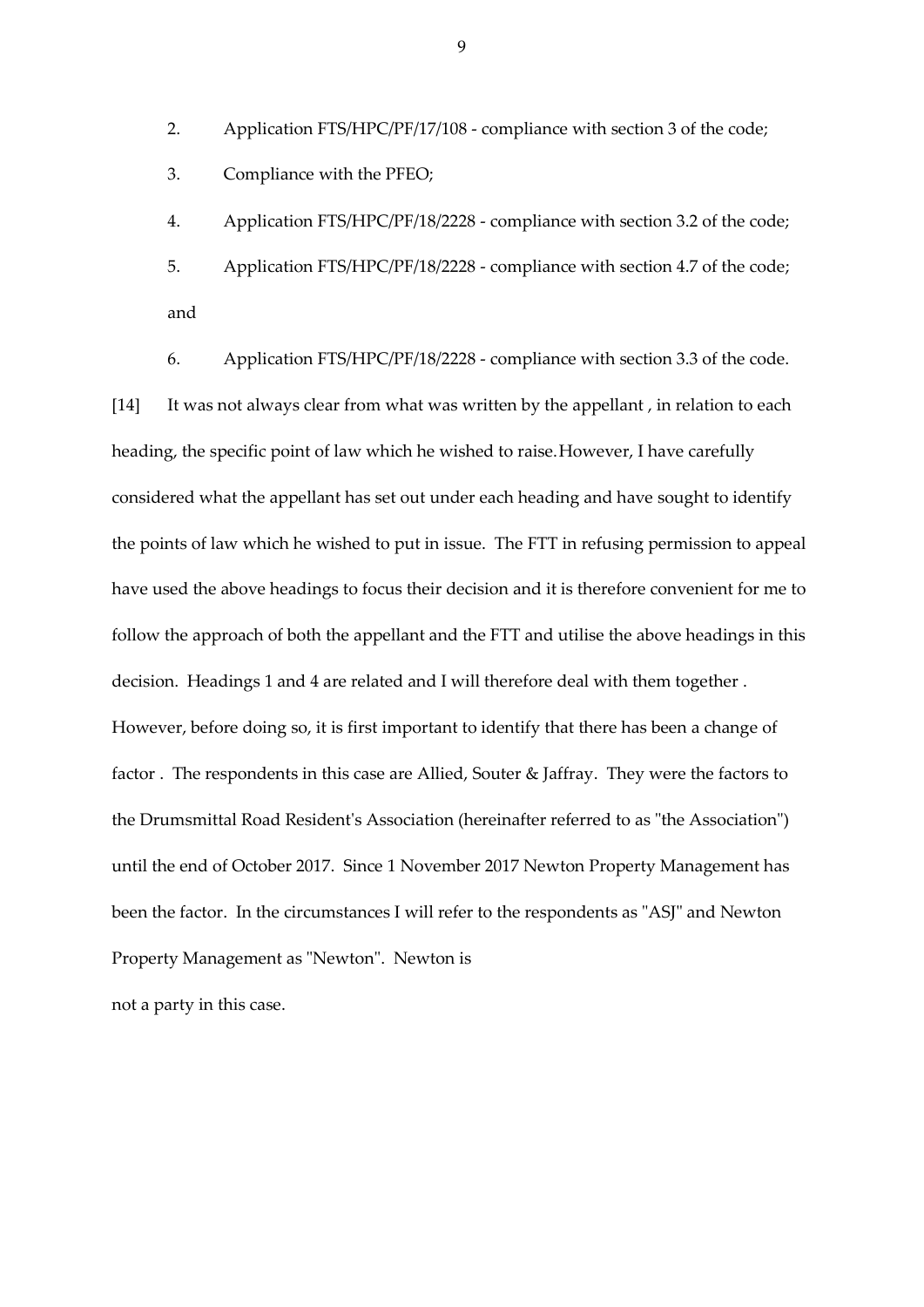2. Application FTS/HPC/PF/17/108 - compliance with section 3 of the code;
3. Compliance with the PFEO;
4. Application FTS/HPC/PF/18/2228 - compliance with section 3.2 of the code;
5. Application FTS/HPC/PF/18/2228 - compliance with section 4.7 of the code; and
6. Application FTS/HPC/PF/18/2228 - compliance with section 3.3 of the code.

[14] It was not always clear from what was written by the appellant , in relation to each heading, the specific point of law which he wished to raise. However, I have carefully considered what the appellant has set out under each heading and have sought to identify the points of law which he wished to put in issue. The FTT in refusing permission to appeal have used the above headings to focus their decision and it is therefore convenient for me to follow the approach of both the appellant and the FTT and utilise the above headings in this decision. Headings 1 and 4 are related and I will therefore deal with them together . However, before doing so, it is first important to identify that there has been a change of factor . The respondents in this case are Allied, Souter & Jaffray. They were the factors to the Drumsmittal Road Resident's Association (hereinafter referred to as "the Association") until the end of October 2017. Since 1 November 2017 Newton Property Management has been the factor. In the circumstances I will refer to the respondents as "ASJ" and Newton Property Management as "Newton". Newton is not a party in this case.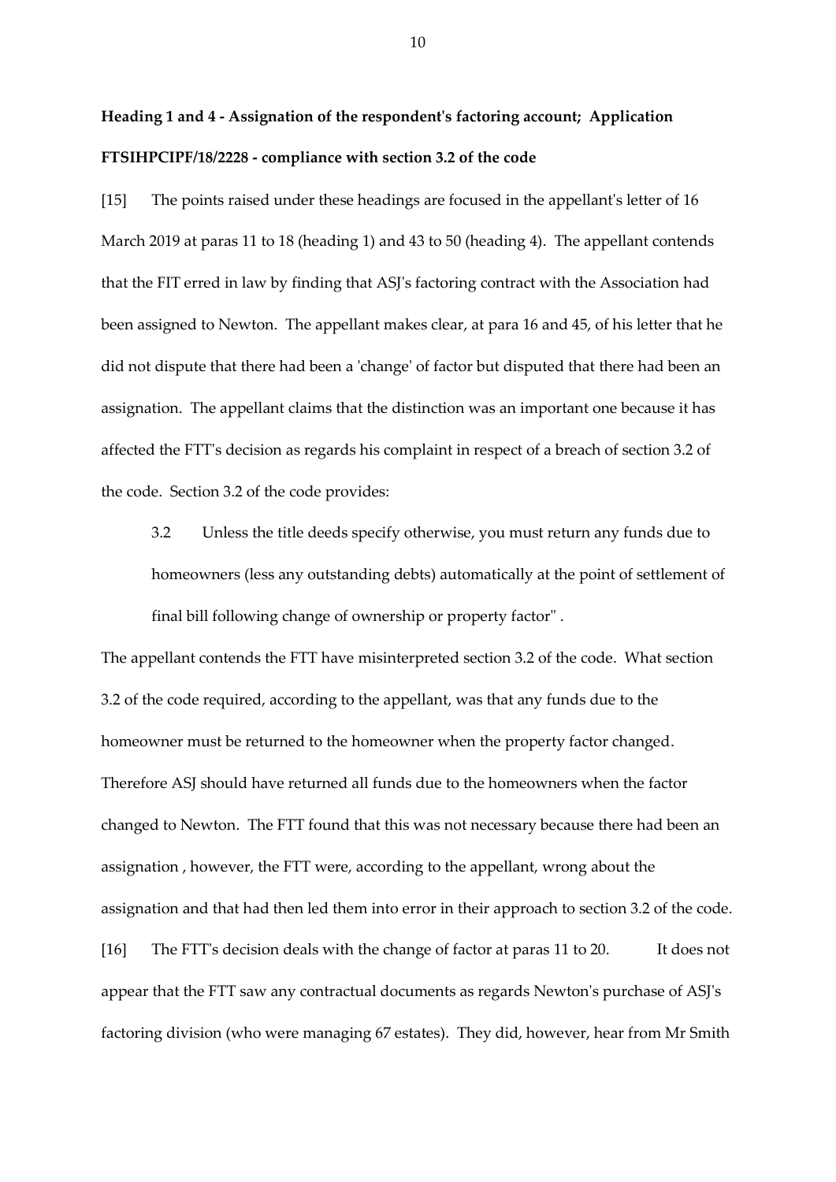**Heading 1 and 4 - Assignation of the respondent's factoring account; Application FTSIHPCIPF/18/2228 - compliance with section 3.2 of the code**

[15] The points raised under these headings are focused in the appellant's letter of 16 March 2019 at paras 11 to 18 (heading 1) and 43 to 50 (heading 4). The appellant contends that the FIT erred in law by finding that ASJ's factoring contract with the Association had been assigned to Newton. The appellant makes clear, at para 16 and 45, of his letter that he did not dispute that there had been a 'change' of factor but disputed that there had been an assignation. The appellant claims that the distinction was an important one because it has affected the FTT's decision as regards his complaint in respect of a breach of section 3.2 of the code. Section 3.2 of the code provides:

> 3.2 Unless the title deeds specify otherwise, you must return any funds due to homeowners (less any outstanding debts) automatically at the point of settlement of final bill following change of ownership or property factor" .

The appellant contends the FTT have misinterpreted section 3.2 of the code. What section 3.2 of the code required, according to the appellant, was that any funds due to the homeowner must be returned to the homeowner when the property factor changed. Therefore ASJ should have returned all funds due to the homeowners when the factor changed to Newton. The FTT found that this was not necessary because there had been an assignation , however, the FTT were, according to the appellant, wrong about the assignation and that had then led them into error in their approach to section 3.2 of the code.

[16] The FTT's decision deals with the change of factor at paras 11 to 20. It does not appear that the FTT saw any contractual documents as regards Newton's purchase of ASJ's factoring division (who were managing 67 estates). They did, however, hear from Mr Smith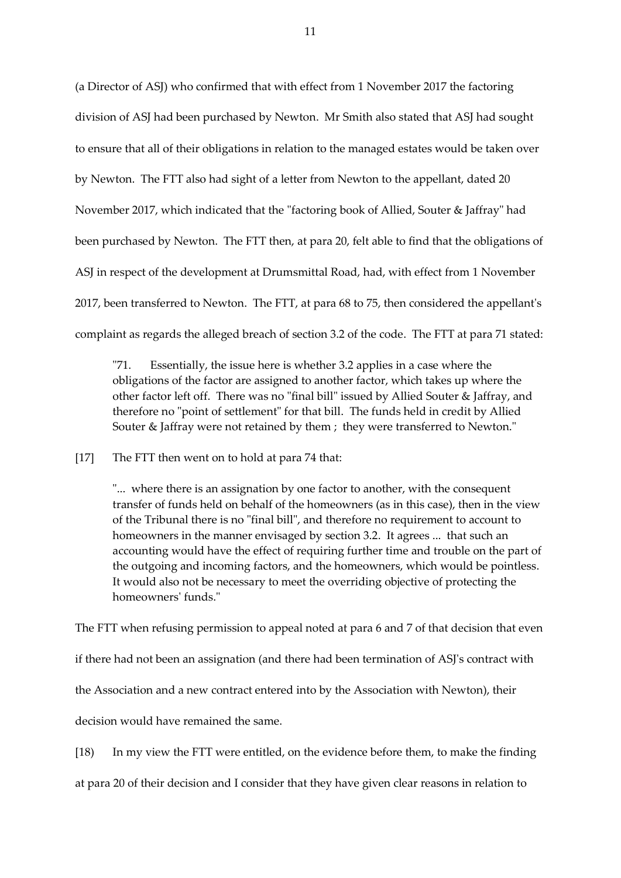(a Director of ASJ) who confirmed that with effect from 1 November 2017 the factoring division of ASJ had been purchased by Newton. Mr Smith also stated that ASJ had sought to ensure that all of their obligations in relation to the managed estates would be taken over by Newton. The FTT also had sight of a letter from Newton to the appellant, dated 20 November 2017, which indicated that the "factoring book of Allied, Souter & Jaffray" had been purchased by Newton. The FTT then, at para 20, felt able to find that the obligations of ASJ in respect of the development at Drumsmittal Road, had, with effect from 1 November 2017, been transferred to Newton. The FTT, at para 68 to 75, then considered the appellant's complaint as regards the alleged breach of section 3.2 of the code. The FTT at para 71 stated:

> "71. Essentially, the issue here is whether 3.2 applies in a case where the obligations of the factor are assigned to another factor, which takes up where the other factor left off. There was no "final bill" issued by Allied Souter & Jaffray, and therefore no "point of settlement" for that bill. The funds held in credit by Allied Souter & Jaffray were not retained by them ; they were transferred to Newton."

[17] The FTT then went on to hold at para 74 that:

> "... where there is an assignation by one factor to another, with the consequent transfer of funds held on behalf of the homeowners (as in this case), then in the view of the Tribunal there is no "final bill", and therefore no requirement to account to homeowners in the manner envisaged by section 3.2. It agrees ... that such an accounting would have the effect of requiring further time and trouble on the part of the outgoing and incoming factors, and the homeowners, which would be pointless. It would also not be necessary to meet the overriding objective of protecting the homeowners' funds."

The FTT when refusing permission to appeal noted at para 6 and 7 of that decision that even if there had not been an assignation (and there had been termination of ASJ's contract with the Association and a new contract entered into by the Association with Newton), their decision would have remained the same.

[18] In my view the FTT were entitled, on the evidence before them, to make the finding at para 20 of their decision and I consider that they have given clear reasons in relation to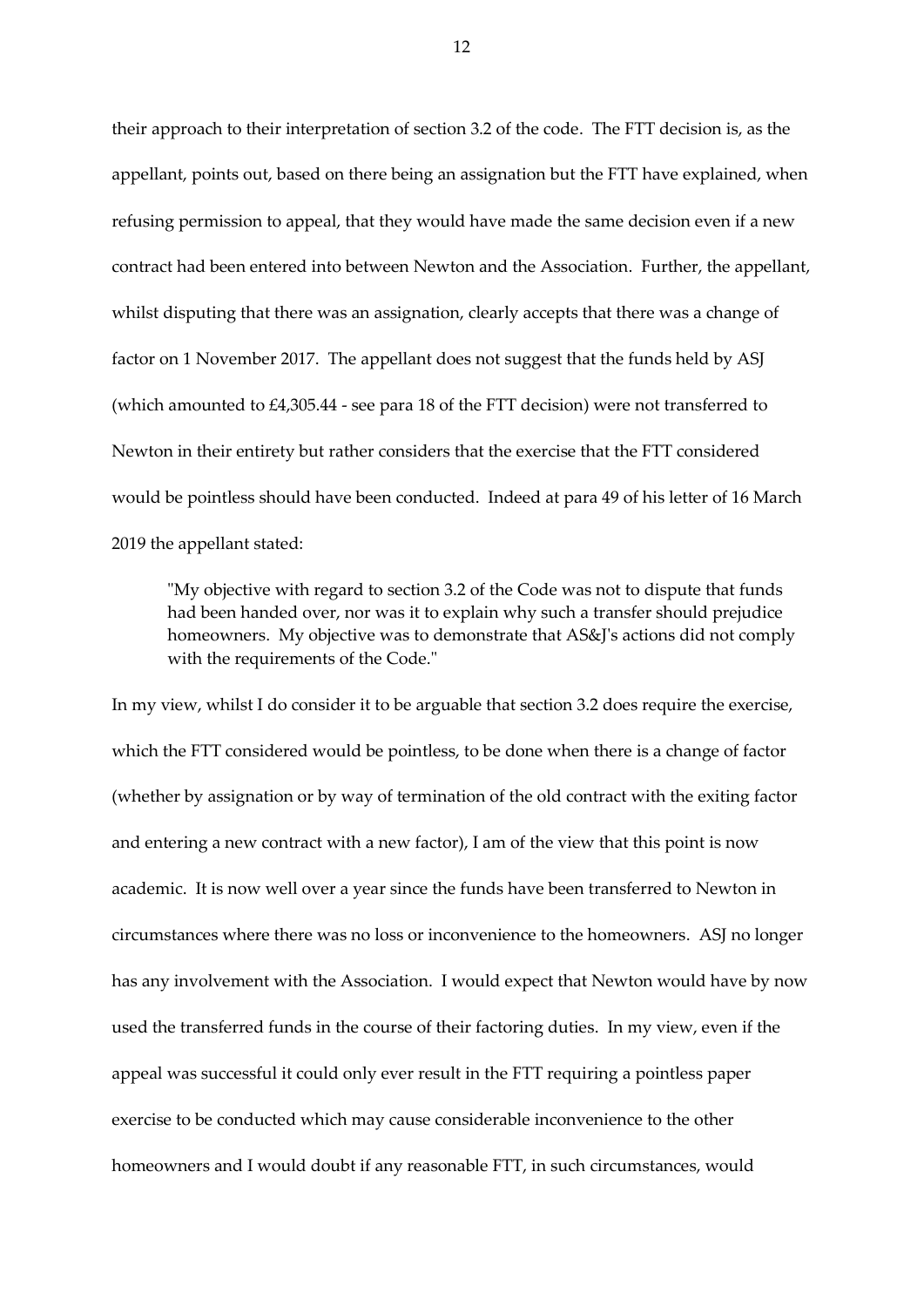their approach to their interpretation of section 3.2 of the code. The FTT decision is, as the appellant, points out, based on there being an assignation but the FTT have explained, when refusing permission to appeal, that they would have made the same decision even if a new contract had been entered into between Newton and the Association. Further, the appellant, whilst disputing that there was an assignation, clearly accepts that there was a change of factor on 1 November 2017. The appellant does not suggest that the funds held by ASJ (which amounted to £4,305.44 - see para 18 of the FTT decision) were not transferred to Newton in their entirety but rather considers that the exercise that the FTT considered would be pointless should have been conducted. Indeed at para 49 of his letter of 16 March 2019 the appellant stated:

> "My objective with regard to section 3.2 of the Code was not to dispute that funds had been handed over, nor was it to explain why such a transfer should prejudice homeowners. My objective was to demonstrate that AS&J's actions did not comply with the requirements of the Code."

In my view, whilst I do consider it to be arguable that section 3.2 does require the exercise, which the FTT considered would be pointless, to be done when there is a change of factor (whether by assignation or by way of termination of the old contract with the exiting factor and entering a new contract with a new factor), I am of the view that this point is now academic. It is now well over a year since the funds have been transferred to Newton in circumstances where there was no loss or inconvenience to the homeowners. ASJ no longer has any involvement with the Association. I would expect that Newton would have by now used the transferred funds in the course of their factoring duties. In my view, even if the appeal was successful it could only ever result in the FTT requiring a pointless paper exercise to be conducted which may cause considerable inconvenience to the other homeowners and I would doubt if any reasonable FTT, in such circumstances, would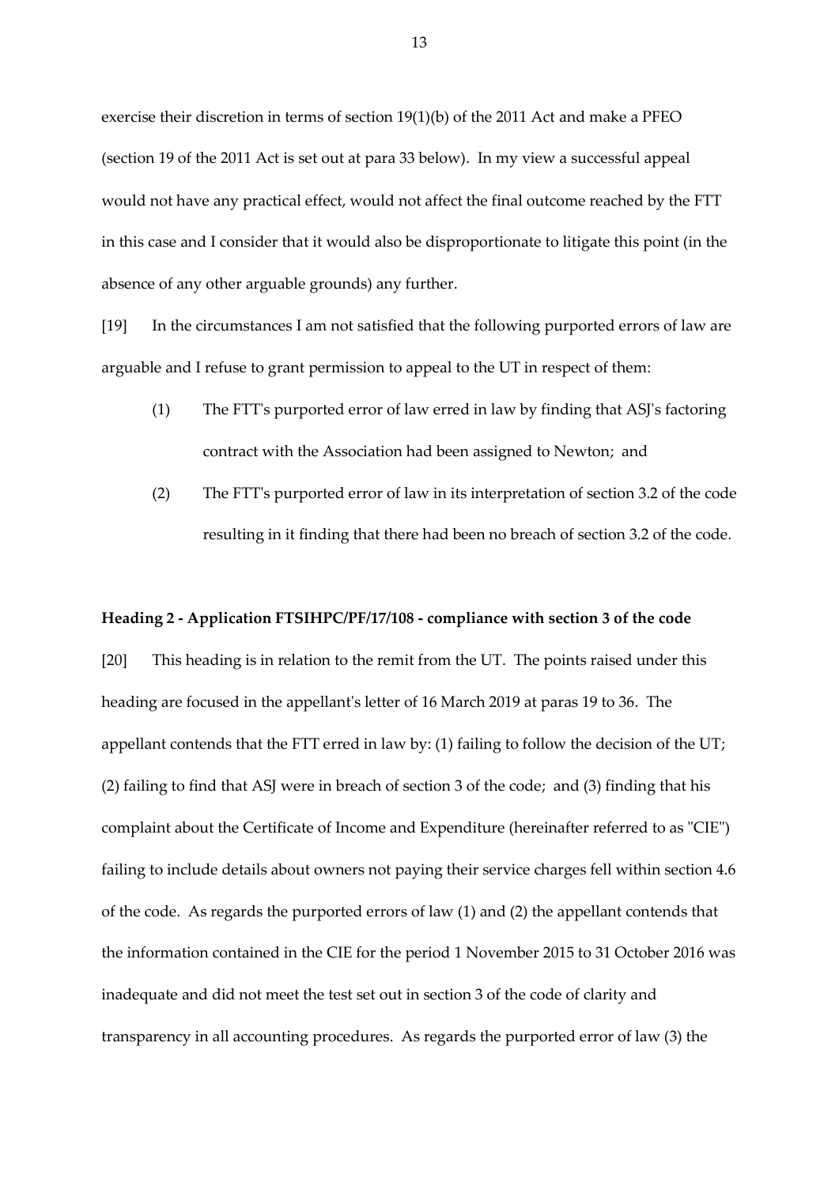exercise their discretion in terms of section 19(1)(b) of the 2011 Act and make a PFEO (section 19 of the 2011 Act is set out at para 33 below). In my view a successful appeal would not have any practical effect, would not affect the final outcome reached by the FTT in this case and I consider that it would also be disproportionate to litigate this point (in the absence of any other arguable grounds) any further.

[19] In the circumstances I am not satisfied that the following purported errors of law are arguable and I refuse to grant permission to appeal to the UT in respect of them:

(1) The FTT's purported error of law erred in law by finding that ASJ's factoring contract with the Association had been assigned to Newton; and

(2) The FTT's purported error of law in its interpretation of section 3.2 of the code resulting in it finding that there had been no breach of section 3.2 of the code.

**Heading 2 - Application FTSIHPC/PF/17/108 - compliance with section 3 of the code**

[20] This heading is in relation to the remit from the UT. The points raised under this heading are focused in the appellant's letter of 16 March 2019 at paras 19 to 36. The appellant contends that the FTT erred in law by: (1) failing to follow the decision of the UT; (2) failing to find that ASJ were in breach of section 3 of the code; and (3) finding that his complaint about the Certificate of Income and Expenditure (hereinafter referred to as "CIE") failing to include details about owners not paying their service charges fell within section 4.6 of the code. As regards the purported errors of law (1) and (2) the appellant contends that the information contained in the CIE for the period 1 November 2015 to 31 October 2016 was inadequate and did not meet the test set out in section 3 of the code of clarity and transparency in all accounting procedures. As regards the purported error of law (3) the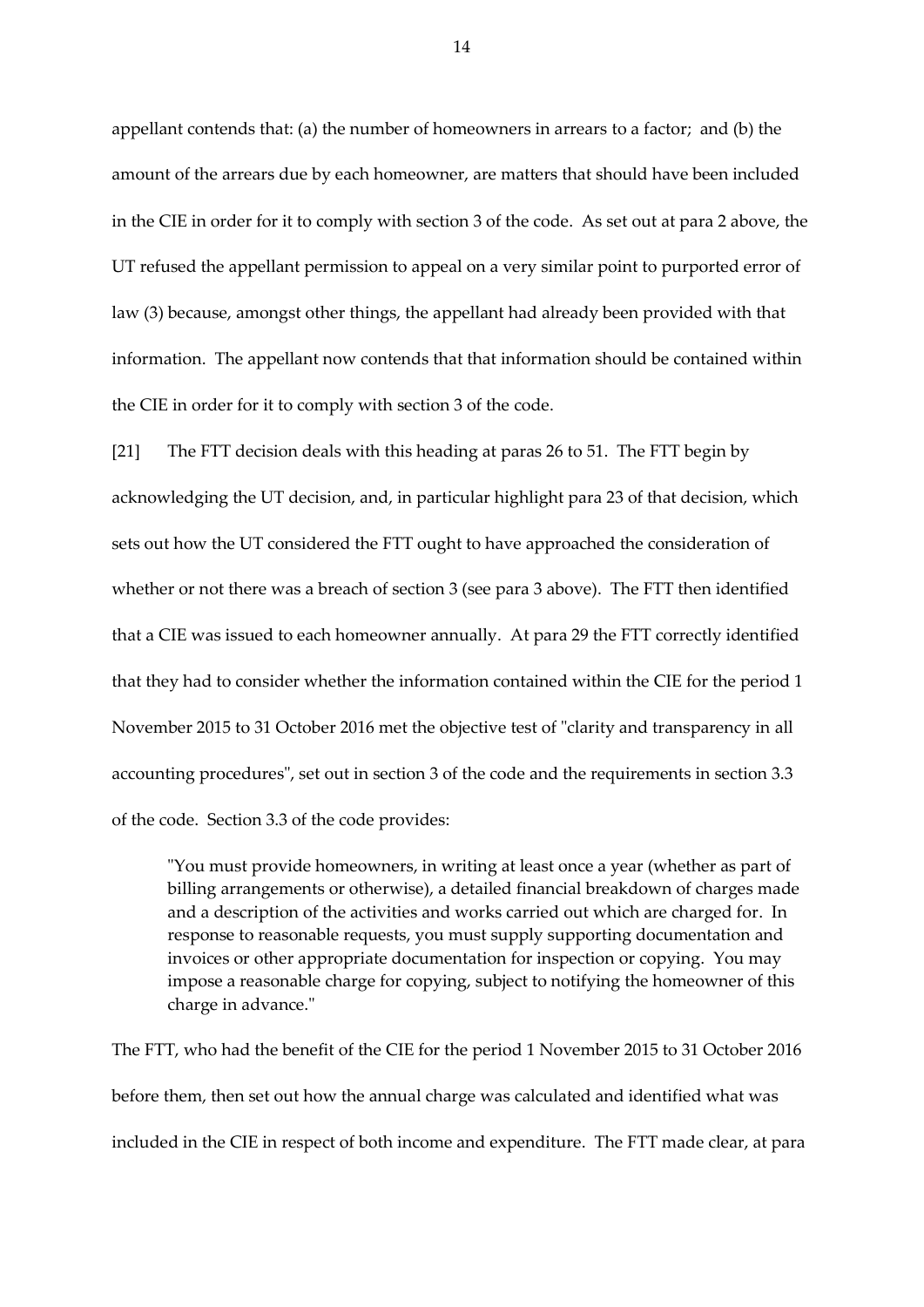appellant contends that: (a) the number of homeowners in arrears to a factor; and (b) the amount of the arrears due by each homeowner, are matters that should have been included in the CIE in order for it to comply with section 3 of the code. As set out at para 2 above, the UT refused the appellant permission to appeal on a very similar point to purported error of law (3) because, amongst other things, the appellant had already been provided with that information. The appellant now contends that that information should be contained within the CIE in order for it to comply with section 3 of the code.

[21] The FTT decision deals with this heading at paras 26 to 51. The FTT begin by acknowledging the UT decision, and, in particular highlight para 23 of that decision, which sets out how the UT considered the FTT ought to have approached the consideration of whether or not there was a breach of section 3 (see para 3 above). The FTT then identified that a CIE was issued to each homeowner annually. At para 29 the FTT correctly identified that they had to consider whether the information contained within the CIE for the period 1 November 2015 to 31 October 2016 met the objective test of "clarity and transparency in all accounting procedures", set out in section 3 of the code and the requirements in section 3.3 of the code. Section 3.3 of the code provides:

> "You must provide homeowners, in writing at least once a year (whether as part of billing arrangements or otherwise), a detailed financial breakdown of charges made and a description of the activities and works carried out which are charged for. In response to reasonable requests, you must supply supporting documentation and invoices or other appropriate documentation for inspection or copying. You may impose a reasonable charge for copying, subject to notifying the homeowner of this charge in advance."

The FTT, who had the benefit of the CIE for the period 1 November 2015 to 31 October 2016 before them, then set out how the annual charge was calculated and identified what was included in the CIE in respect of both income and expenditure. The FTT made clear, at para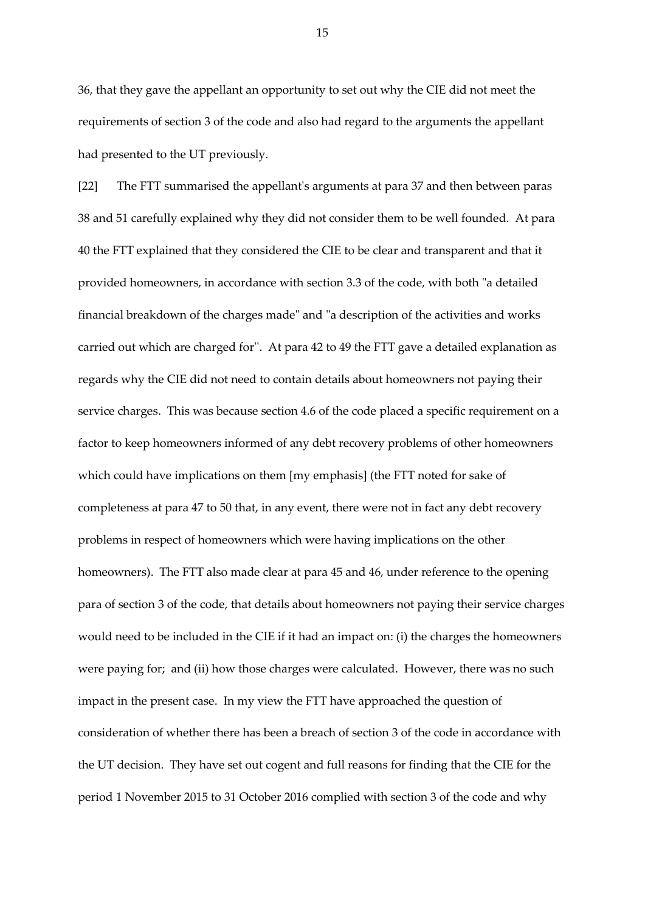36, that they gave the appellant an opportunity to set out why the CIE did not meet the requirements of section 3 of the code and also had regard to the arguments the appellant had presented to the UT previously.

[22] The FTT summarised the appellant's arguments at para 37 and then between paras 38 and 51 carefully explained why they did not consider them to be well founded. At para 40 the FTT explained that they considered the CIE to be clear and transparent and that it provided homeowners, in accordance with section 3.3 of the code, with both "a detailed financial breakdown of the charges made" and "a description of the activities and works carried out which are charged for''. At para 42 to 49 the FTT gave a detailed explanation as regards why the CIE did not need to contain details about homeowners not paying their service charges. This was because section 4.6 of the code placed a specific requirement on a factor to keep homeowners informed of any debt recovery problems of other homeowners which could have implications on them [my emphasis] (the FTT noted for sake of completeness at para 47 to 50 that, in any event, there were not in fact any debt recovery problems in respect of homeowners which were having implications on the other homeowners). The FTT also made clear at para 45 and 46, under reference to the opening para of section 3 of the code, that details about homeowners not paying their service charges would need to be included in the CIE if it had an impact on: (i) the charges the homeowners were paying for; and (ii) how those charges were calculated. However, there was no such impact in the present case. In my view the FTT have approached the question of consideration of whether there has been a breach of section 3 of the code in accordance with the UT decision. They have set out cogent and full reasons for finding that the CIE for the period 1 November 2015 to 31 October 2016 complied with section 3 of the code and why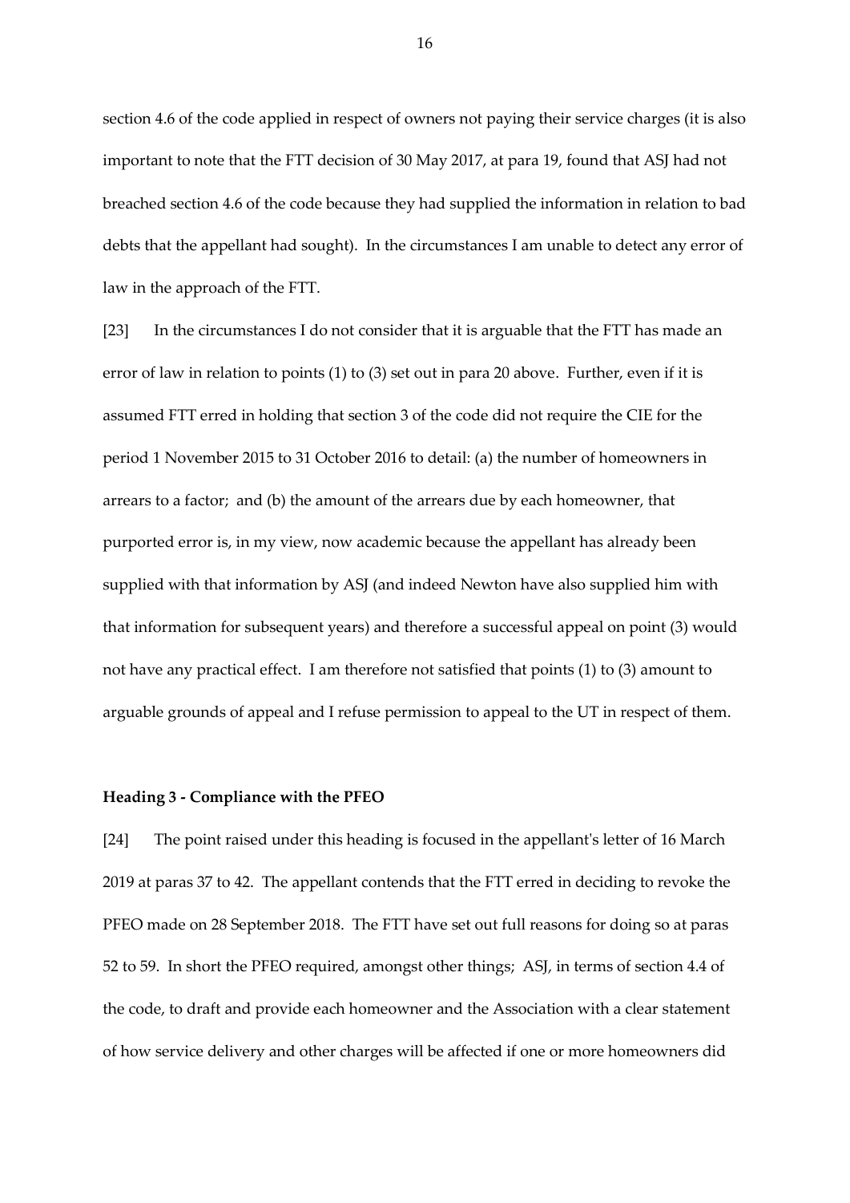section 4.6 of the code applied in respect of owners not paying their service charges (it is also important to note that the FTT decision of 30 May 2017, at para 19, found that ASJ had not breached section 4.6 of the code because they had supplied the information in relation to bad debts that the appellant had sought). In the circumstances I am unable to detect any error of law in the approach of the FTT.

[23] In the circumstances I do not consider that it is arguable that the FTT has made an error of law in relation to points (1) to (3) set out in para 20 above. Further, even if it is assumed FTT erred in holding that section 3 of the code did not require the CIE for the period 1 November 2015 to 31 October 2016 to detail: (a) the number of homeowners in arrears to a factor; and (b) the amount of the arrears due by each homeowner, that purported error is, in my view, now academic because the appellant has already been supplied with that information by ASJ (and indeed Newton have also supplied him with that information for subsequent years) and therefore a successful appeal on point (3) would not have any practical effect. I am therefore not satisfied that points (1) to (3) amount to arguable grounds of appeal and I refuse permission to appeal to the UT in respect of them.

**Heading 3 - Compliance with the PFEO**

[24] The point raised under this heading is focused in the appellant's letter of 16 March 2019 at paras 37 to 42. The appellant contends that the FTT erred in deciding to revoke the PFEO made on 28 September 2018. The FTT have set out full reasons for doing so at paras 52 to 59. In short the PFEO required, amongst other things; ASJ, in terms of section 4.4 of the code, to draft and provide each homeowner and the Association with a clear statement of how service delivery and other charges will be affected if one or more homeowners did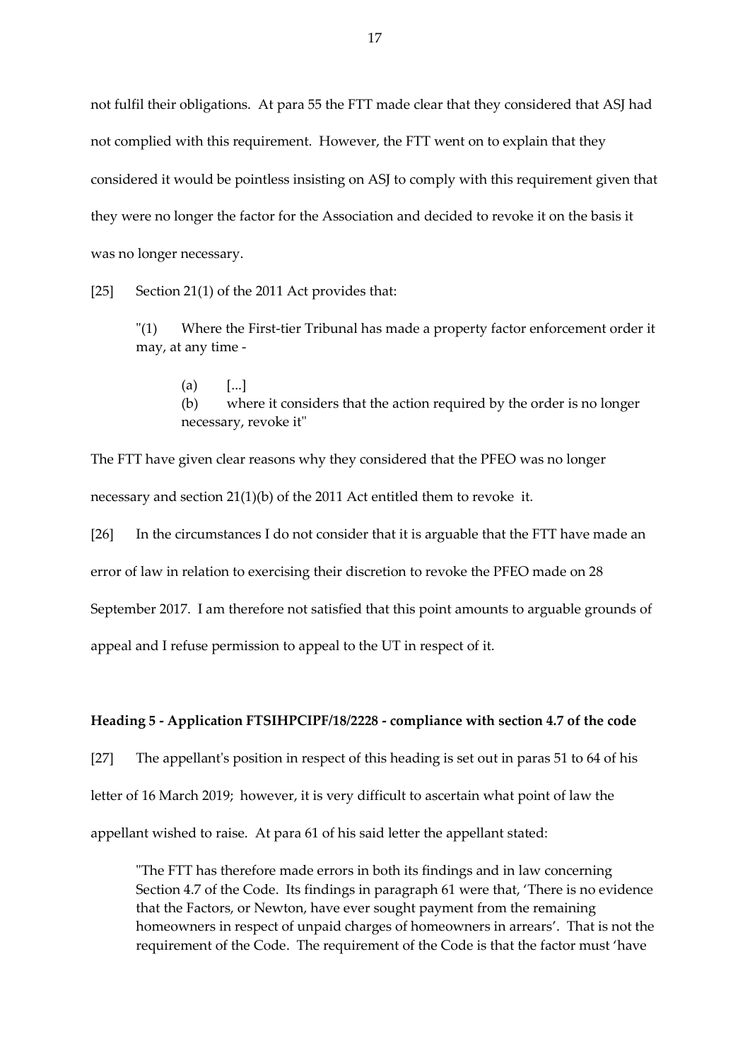not fulfil their obligations. At para 55 the FTT made clear that they considered that ASJ had not complied with this requirement. However, the FTT went on to explain that they considered it would be pointless insisting on ASJ to comply with this requirement given that they were no longer the factor for the Association and decided to revoke it on the basis it was no longer necessary.

[25] Section 21(1) of the 2011 Act provides that:

> "(1) Where the First-tier Tribunal has made a property factor enforcement order it may, at any time -
>
> (a) [...]
>
> (b) where it considers that the action required by the order is no longer necessary, revoke it"

The FTT have given clear reasons why they considered that the PFEO was no longer necessary and section 21(1)(b) of the 2011 Act entitled them to revoke it.

[26] In the circumstances I do not consider that it is arguable that the FTT have made an error of law in relation to exercising their discretion to revoke the PFEO made on 28 September 2017. I am therefore not satisfied that this point amounts to arguable grounds of appeal and I refuse permission to appeal to the UT in respect of it.

**Heading 5 - Application FTSIHPCIPF/18/2228 - compliance with section 4.7 of the code**

[27] The appellant's position in respect of this heading is set out in paras 51 to 64 of his letter of 16 March 2019; however, it is very difficult to ascertain what point of law the appellant wished to raise. At para 61 of his said letter the appellant stated:

> "The FTT has therefore made errors in both its findings and in law concerning Section 4.7 of the Code. Its findings in paragraph 61 were that, 'There is no evidence that the Factors, or Newton, have ever sought payment from the remaining homeowners in respect of unpaid charges of homeowners in arrears'. That is not the requirement of the Code. The requirement of the Code is that the factor must 'have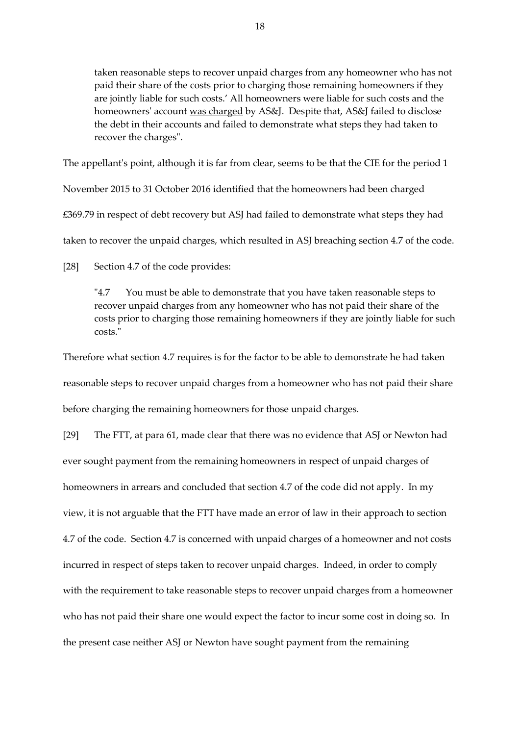> taken reasonable steps to recover unpaid charges from any homeowner who has not paid their share of the costs prior to charging those remaining homeowners if they are jointly liable for such costs.' All homeowners were liable for such costs and the homeowners' account <u>was charged</u> by AS&J. Despite that, AS&J failed to disclose the debt in their accounts and failed to demonstrate what steps they had taken to recover the charges".

The appellant's point, although it is far from clear, seems to be that the CIE for the period 1 November 2015 to 31 October 2016 identified that the homeowners had been charged £369.79 in respect of debt recovery but ASJ had failed to demonstrate what steps they had taken to recover the unpaid charges, which resulted in ASJ breaching section 4.7 of the code.

[28] Section 4.7 of the code provides:

> "4.7 You must be able to demonstrate that you have taken reasonable steps to recover unpaid charges from any homeowner who has not paid their share of the costs prior to charging those remaining homeowners if they are jointly liable for such costs."

Therefore what section 4.7 requires is for the factor to be able to demonstrate he had taken reasonable steps to recover unpaid charges from a homeowner who has not paid their share before charging the remaining homeowners for those unpaid charges.

[29] The FTT, at para 61, made clear that there was no evidence that ASJ or Newton had ever sought payment from the remaining homeowners in respect of unpaid charges of homeowners in arrears and concluded that section 4.7 of the code did not apply. In my view, it is not arguable that the FTT have made an error of law in their approach to section 4.7 of the code. Section 4.7 is concerned with unpaid charges of a homeowner and not costs incurred in respect of steps taken to recover unpaid charges. Indeed, in order to comply with the requirement to take reasonable steps to recover unpaid charges from a homeowner who has not paid their share one would expect the factor to incur some cost in doing so. In the present case neither ASJ or Newton have sought payment from the remaining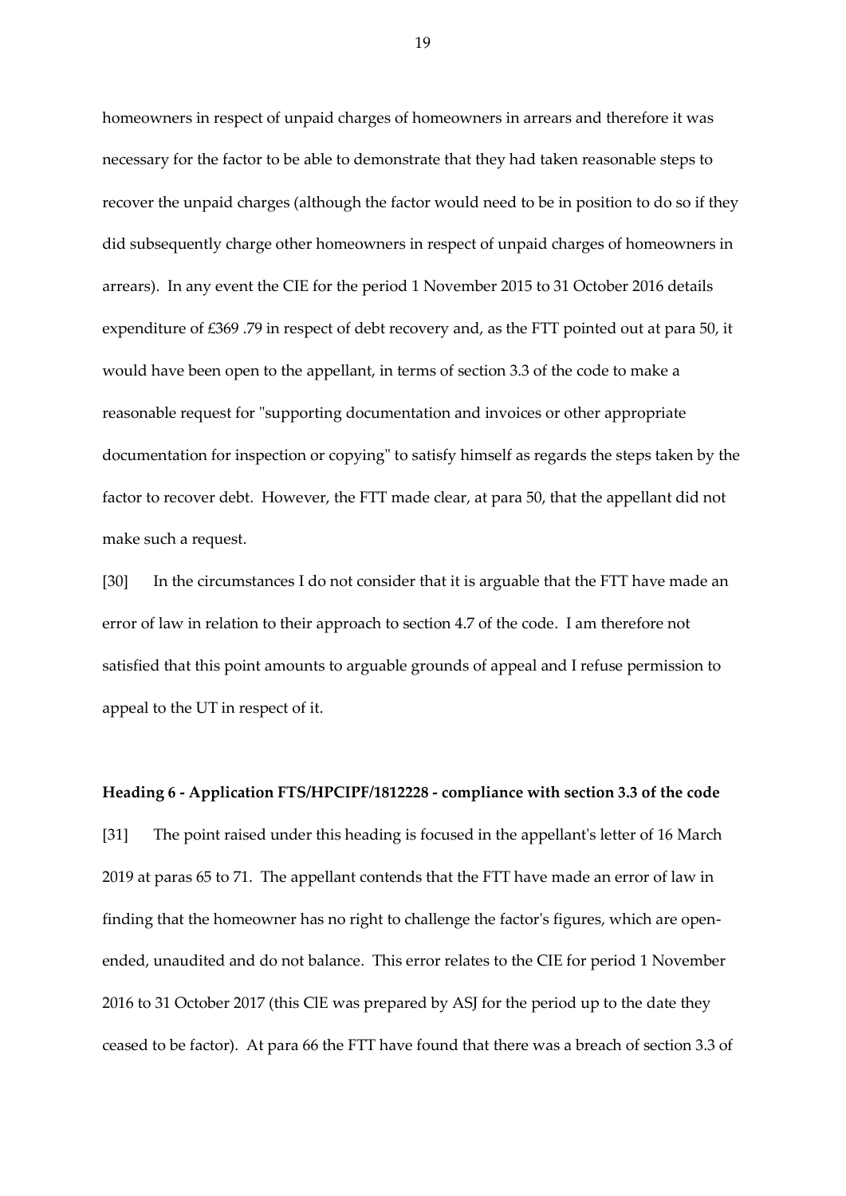homeowners in respect of unpaid charges of homeowners in arrears and therefore it was necessary for the factor to be able to demonstrate that they had taken reasonable steps to recover the unpaid charges (although the factor would need to be in position to do so if they did subsequently charge other homeowners in respect of unpaid charges of homeowners in arrears). In any event the CIE for the period 1 November 2015 to 31 October 2016 details expenditure of £369 .79 in respect of debt recovery and, as the FTT pointed out at para 50, it would have been open to the appellant, in terms of section 3.3 of the code to make a reasonable request for "supporting documentation and invoices or other appropriate documentation for inspection or copying" to satisfy himself as regards the steps taken by the factor to recover debt. However, the FTT made clear, at para 50, that the appellant did not make such a request.

[30] In the circumstances I do not consider that it is arguable that the FTT have made an error of law in relation to their approach to section 4.7 of the code. I am therefore not satisfied that this point amounts to arguable grounds of appeal and I refuse permission to appeal to the UT in respect of it.

**Heading 6 - Application FTS/HPCIPF/1812228 - compliance with section 3.3 of the code**

[31] The point raised under this heading is focused in the appellant's letter of 16 March 2019 at paras 65 to 71. The appellant contends that the FTT have made an error of law in finding that the homeowner has no right to challenge the factor's figures, which are open-ended, unaudited and do not balance. This error relates to the CIE for period 1 November 2016 to 31 October 2017 (this ClE was prepared by ASJ for the period up to the date they ceased to be factor). At para 66 the FTT have found that there was a breach of section 3.3 of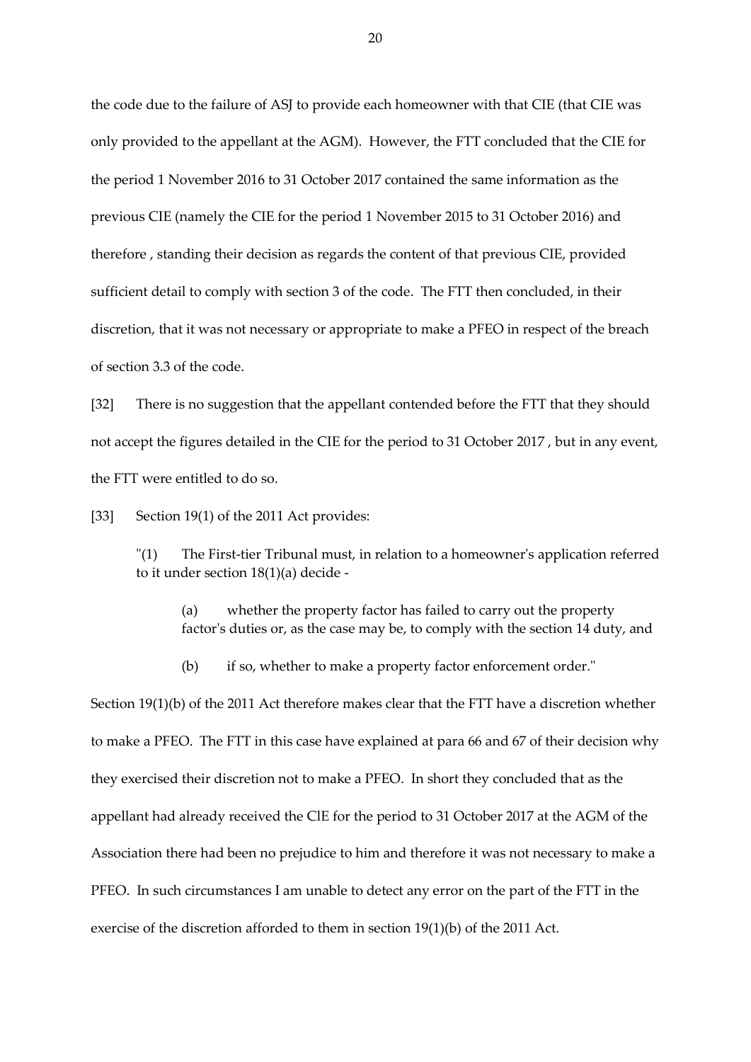the code due to the failure of ASJ to provide each homeowner with that CIE (that CIE was only provided to the appellant at the AGM). However, the FTT concluded that the CIE for the period 1 November 2016 to 31 October 2017 contained the same information as the previous CIE (namely the CIE for the period 1 November 2015 to 31 October 2016) and therefore , standing their decision as regards the content of that previous CIE, provided sufficient detail to comply with section 3 of the code. The FTT then concluded, in their discretion, that it was not necessary or appropriate to make a PFEO in respect of the breach of section 3.3 of the code.

[32] There is no suggestion that the appellant contended before the FTT that they should not accept the figures detailed in the CIE for the period to 31 October 2017 , but in any event, the FTT were entitled to do so.

[33] Section 19(1) of the 2011 Act provides:

> "(1) The First-tier Tribunal must, in relation to a homeowner's application referred to it under section 18(1)(a) decide -
>
> > (a) whether the property factor has failed to carry out the property factor's duties or, as the case may be, to comply with the section 14 duty, and
> >
> > (b) if so, whether to make a property factor enforcement order."

Section 19(1)(b) of the 2011 Act therefore makes clear that the FTT have a discretion whether to make a PFEO. The FTT in this case have explained at para 66 and 67 of their decision why they exercised their discretion not to make a PFEO. In short they concluded that as the appellant had already received the ClE for the period to 31 October 2017 at the AGM of the Association there had been no prejudice to him and therefore it was not necessary to make a PFEO. In such circumstances I am unable to detect any error on the part of the FTT in the exercise of the discretion afforded to them in section 19(1)(b) of the 2011 Act.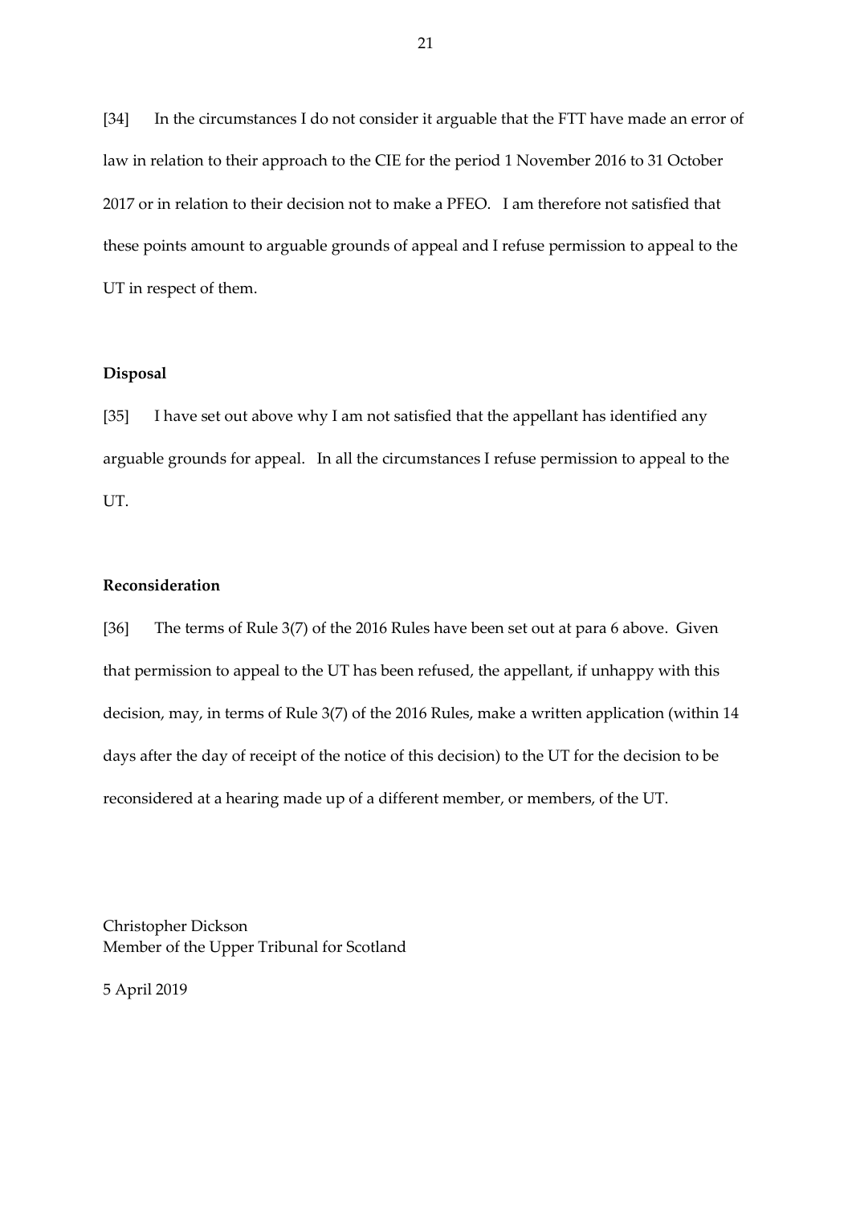[34] In the circumstances I do not consider it arguable that the FTT have made an error of law in relation to their approach to the CIE for the period 1 November 2016 to 31 October 2017 or in relation to their decision not to make a PFEO. I am therefore not satisfied that these points amount to arguable grounds of appeal and I refuse permission to appeal to the UT in respect of them.

**Disposal**

[35] I have set out above why I am not satisfied that the appellant has identified any arguable grounds for appeal. In all the circumstances I refuse permission to appeal to the UT.

**Reconsideration**

[36] The terms of Rule 3(7) of the 2016 Rules have been set out at para 6 above. Given that permission to appeal to the UT has been refused, the appellant, if unhappy with this decision, may, in terms of Rule 3(7) of the 2016 Rules, make a written application (within 14 days after the day of receipt of the notice of this decision) to the UT for the decision to be reconsidered at a hearing made up of a different member, or members, of the UT.

Christopher Dickson
Member of the Upper Tribunal for Scotland

5 April 2019